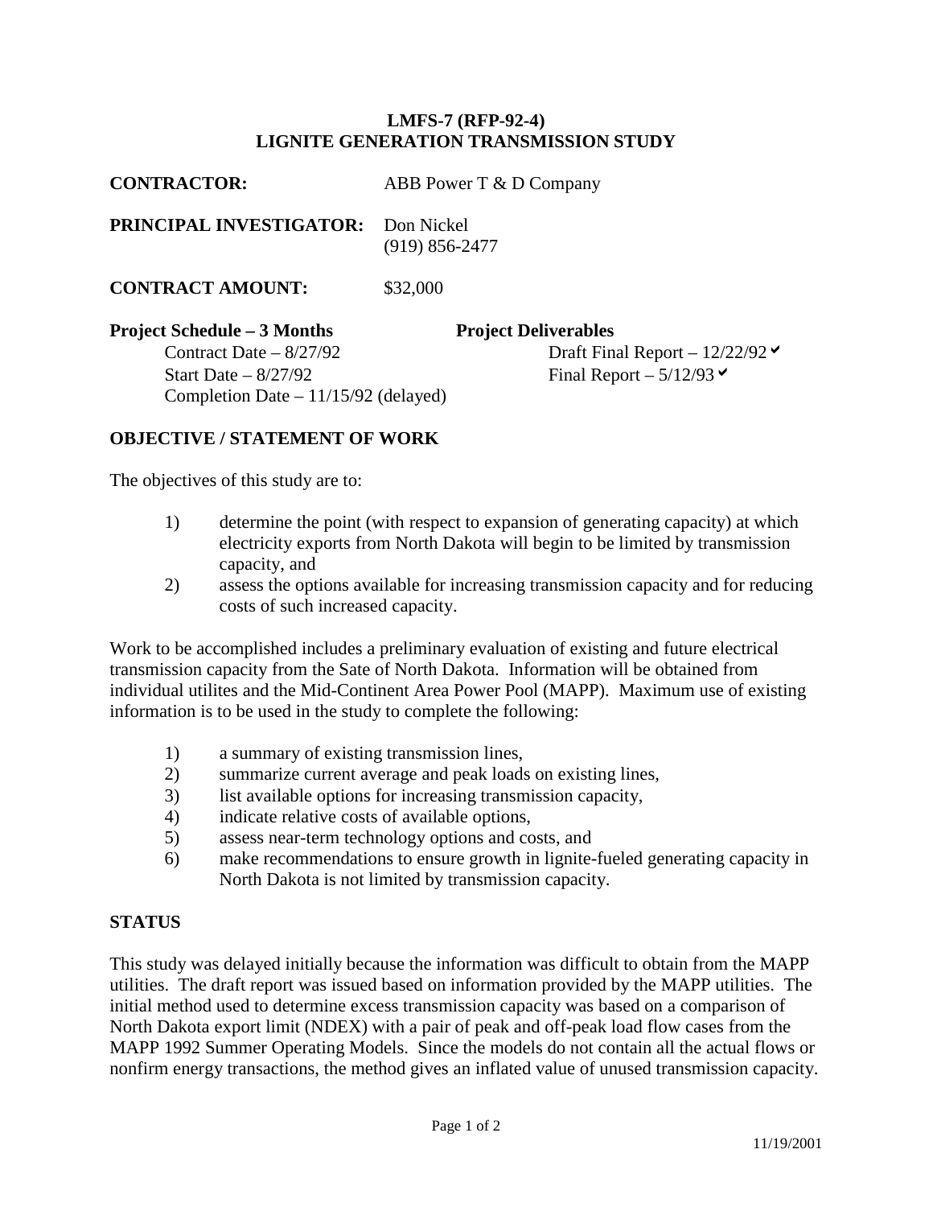# LMFS-7 (RFP-92-4)
# LIGNITE GENERATION TRANSMISSION STUDY

**CONTRACTOR:** ABB Power T & D Company

**PRINCIPAL INVESTIGATOR:** Don Nickel
(919) 856-2477

**CONTRACT AMOUNT:** $32,000

**Project Schedule – 3 Months**
Contract Date – 8/27/92
Start Date – 8/27/92
Completion Date – 11/15/92 (delayed)

**Project Deliverables**
Draft Final Report – 12/22/92 ✔
Final Report – 5/12/93 ✔

## OBJECTIVE / STATEMENT OF WORK

The objectives of this study are to:

1) determine the point (with respect to expansion of generating capacity) at which electricity exports from North Dakota will begin to be limited by transmission capacity, and
2) assess the options available for increasing transmission capacity and for reducing costs of such increased capacity.

Work to be accomplished includes a preliminary evaluation of existing and future electrical transmission capacity from the Sate of North Dakota. Information will be obtained from individual utilites and the Mid-Continent Area Power Pool (MAPP). Maximum use of existing information is to be used in the study to complete the following:

1) a summary of existing transmission lines,
2) summarize current average and peak loads on existing lines,
3) list available options for increasing transmission capacity,
4) indicate relative costs of available options,
5) assess near-term technology options and costs, and
6) make recommendations to ensure growth in lignite-fueled generating capacity in North Dakota is not limited by transmission capacity.

## STATUS

This study was delayed initially because the information was difficult to obtain from the MAPP utilities. The draft report was issued based on information provided by the MAPP utilities. The initial method used to determine excess transmission capacity was based on a comparison of North Dakota export limit (NDEX) with a pair of peak and off-peak load flow cases from the MAPP 1992 Summer Operating Models. Since the models do not contain all the actual flows or nonfirm energy transactions, the method gives an inflated value of unused transmission capacity.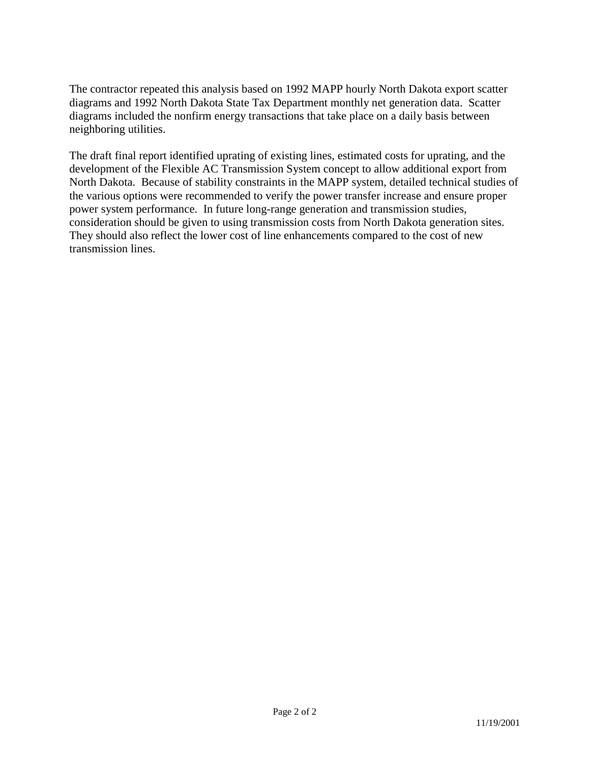The contractor repeated this analysis based on 1992 MAPP hourly North Dakota export scatter diagrams and 1992 North Dakota State Tax Department monthly net generation data. Scatter diagrams included the nonfirm energy transactions that take place on a daily basis between neighboring utilities.

The draft final report identified uprating of existing lines, estimated costs for uprating, and the development of the Flexible AC Transmission System concept to allow additional export from North Dakota. Because of stability constraints in the MAPP system, detailed technical studies of the various options were recommended to verify the power transfer increase and ensure proper power system performance. In future long-range generation and transmission studies, consideration should be given to using transmission costs from North Dakota generation sites. They should also reflect the lower cost of line enhancements compared to the cost of new transmission lines.